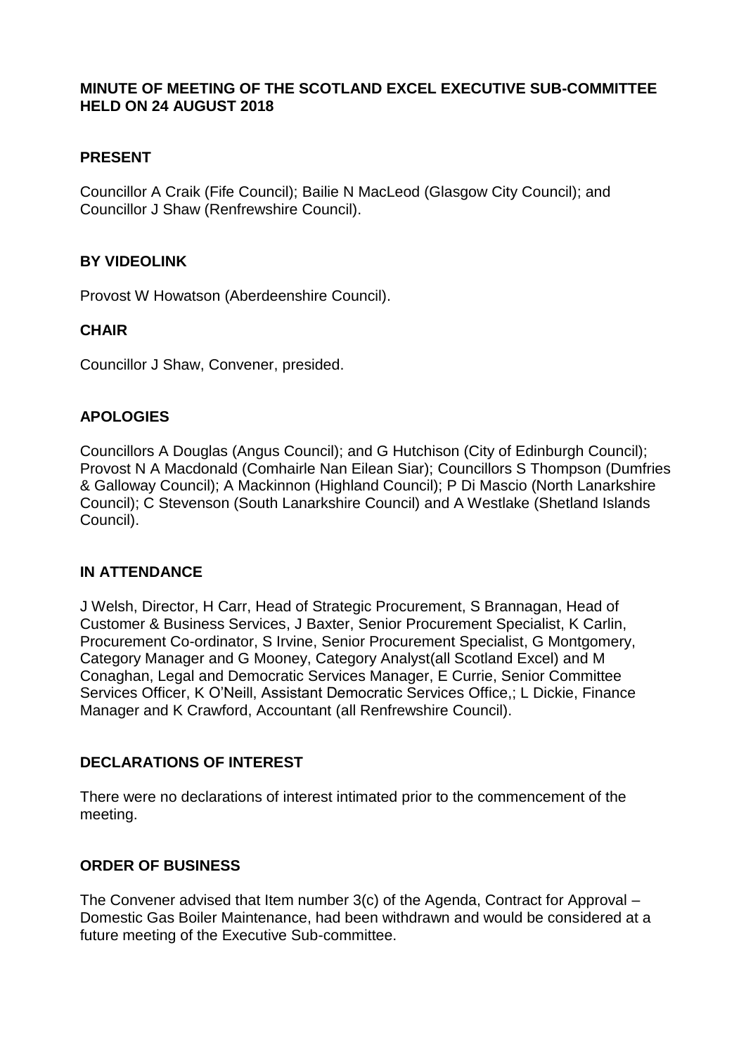# MINUTE OF MEETING OF THE SCOTLAND EXCEL EXECUTIVE SUB-COMMITTEE HELD ON 24 AUGUST 2018

## PRESENT

Councillor A Craik (Fife Council); Bailie N MacLeod (Glasgow City Council); and Councillor J Shaw (Renfrewshire Council).

## BY VIDEOLINK

Provost W Howatson (Aberdeenshire Council).

## CHAIR

Councillor J Shaw, Convener, presided.

## APOLOGIES

Councillors A Douglas (Angus Council); and G Hutchison (City of Edinburgh Council); Provost N A Macdonald (Comhairle Nan Eilean Siar); Councillors S Thompson (Dumfries & Galloway Council); A Mackinnon (Highland Council); P Di Mascio (North Lanarkshire Council); C Stevenson (South Lanarkshire Council) and A Westlake (Shetland Islands Council).

## IN ATTENDANCE

J Welsh, Director, H Carr, Head of Strategic Procurement, S Brannagan, Head of Customer & Business Services, J Baxter, Senior Procurement Specialist, K Carlin, Procurement Co-ordinator, S Irvine, Senior Procurement Specialist, G Montgomery, Category Manager and G Mooney, Category Analyst(all Scotland Excel) and M Conaghan, Legal and Democratic Services Manager, E Currie, Senior Committee Services Officer, K O'Neill, Assistant Democratic Services Office,; L Dickie, Finance Manager and K Crawford, Accountant (all Renfrewshire Council).

## DECLARATIONS OF INTEREST

There were no declarations of interest intimated prior to the commencement of the meeting.

## ORDER OF BUSINESS

The Convener advised that Item number 3(c) of the Agenda, Contract for Approval – Domestic Gas Boiler Maintenance, had been withdrawn and would be considered at a future meeting of the Executive Sub-committee.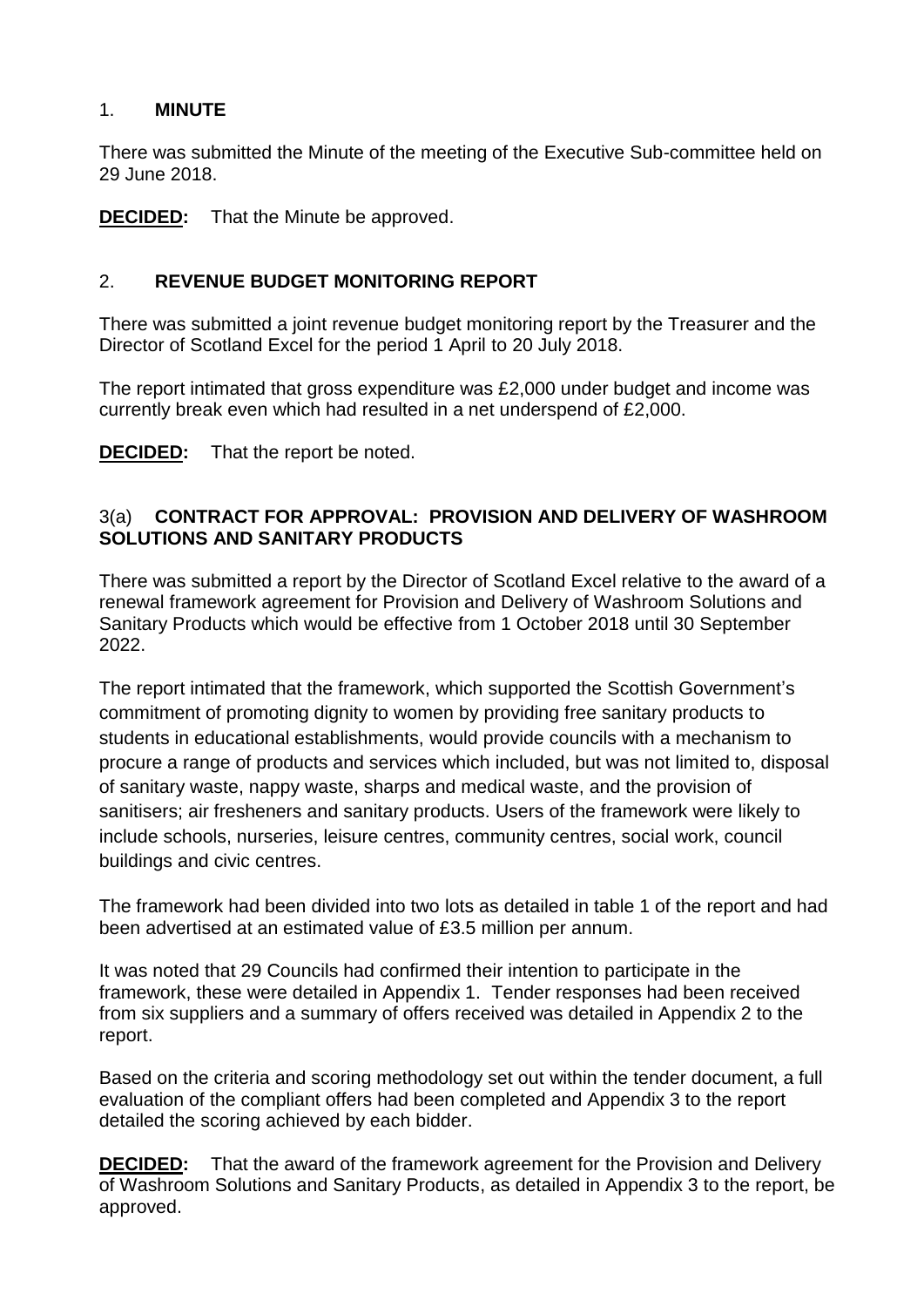## 1. **MINUTE**

There was submitted the Minute of the meeting of the Executive Sub-committee held on 29 June 2018.

**DECIDED:** That the Minute be approved.

## 2. **REVENUE BUDGET MONITORING REPORT**

There was submitted a joint revenue budget monitoring report by the Treasurer and the Director of Scotland Excel for the period 1 April to 20 July 2018.

The report intimated that gross expenditure was £2,000 under budget and income was currently break even which had resulted in a net underspend of £2,000.

**DECIDED:** That the report be noted.

## 3(a) **CONTRACT FOR APPROVAL: PROVISION AND DELIVERY OF WASHROOM SOLUTIONS AND SANITARY PRODUCTS**

There was submitted a report by the Director of Scotland Excel relative to the award of a renewal framework agreement for Provision and Delivery of Washroom Solutions and Sanitary Products which would be effective from 1 October 2018 until 30 September 2022.

The report intimated that the framework, which supported the Scottish Government's commitment of promoting dignity to women by providing free sanitary products to students in educational establishments, would provide councils with a mechanism to procure a range of products and services which included, but was not limited to, disposal of sanitary waste, nappy waste, sharps and medical waste, and the provision of sanitisers; air fresheners and sanitary products. Users of the framework were likely to include schools, nurseries, leisure centres, community centres, social work, council buildings and civic centres.

The framework had been divided into two lots as detailed in table 1 of the report and had been advertised at an estimated value of £3.5 million per annum.

It was noted that 29 Councils had confirmed their intention to participate in the framework, these were detailed in Appendix 1. Tender responses had been received from six suppliers and a summary of offers received was detailed in Appendix 2 to the report.

Based on the criteria and scoring methodology set out within the tender document, a full evaluation of the compliant offers had been completed and Appendix 3 to the report detailed the scoring achieved by each bidder.

**DECIDED:** That the award of the framework agreement for the Provision and Delivery of Washroom Solutions and Sanitary Products, as detailed in Appendix 3 to the report, be approved.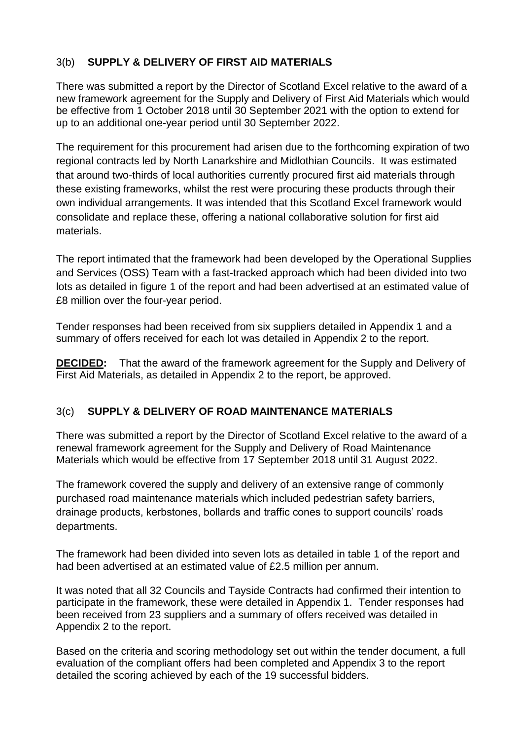## 3(b) **SUPPLY & DELIVERY OF FIRST AID MATERIALS**

There was submitted a report by the Director of Scotland Excel relative to the award of a new framework agreement for the Supply and Delivery of First Aid Materials which would be effective from 1 October 2018 until 30 September 2021 with the option to extend for up to an additional one-year period until 30 September 2022.

The requirement for this procurement had arisen due to the forthcoming expiration of two regional contracts led by North Lanarkshire and Midlothian Councils. It was estimated that around two-thirds of local authorities currently procured first aid materials through these existing frameworks, whilst the rest were procuring these products through their own individual arrangements. It was intended that this Scotland Excel framework would consolidate and replace these, offering a national collaborative solution for first aid materials.

The report intimated that the framework had been developed by the Operational Supplies and Services (OSS) Team with a fast-tracked approach which had been divided into two lots as detailed in figure 1 of the report and had been advertised at an estimated value of £8 million over the four-year period.

Tender responses had been received from six suppliers detailed in Appendix 1 and a summary of offers received for each lot was detailed in Appendix 2 to the report.

**DECIDED:** That the award of the framework agreement for the Supply and Delivery of First Aid Materials, as detailed in Appendix 2 to the report, be approved.

## 3(c) **SUPPLY & DELIVERY OF ROAD MAINTENANCE MATERIALS**

There was submitted a report by the Director of Scotland Excel relative to the award of a renewal framework agreement for the Supply and Delivery of Road Maintenance Materials which would be effective from 17 September 2018 until 31 August 2022.

The framework covered the supply and delivery of an extensive range of commonly purchased road maintenance materials which included pedestrian safety barriers, drainage products, kerbstones, bollards and traffic cones to support councils' roads departments.

The framework had been divided into seven lots as detailed in table 1 of the report and had been advertised at an estimated value of £2.5 million per annum.

It was noted that all 32 Councils and Tayside Contracts had confirmed their intention to participate in the framework, these were detailed in Appendix 1. Tender responses had been received from 23 suppliers and a summary of offers received was detailed in Appendix 2 to the report.

Based on the criteria and scoring methodology set out within the tender document, a full evaluation of the compliant offers had been completed and Appendix 3 to the report detailed the scoring achieved by each of the 19 successful bidders.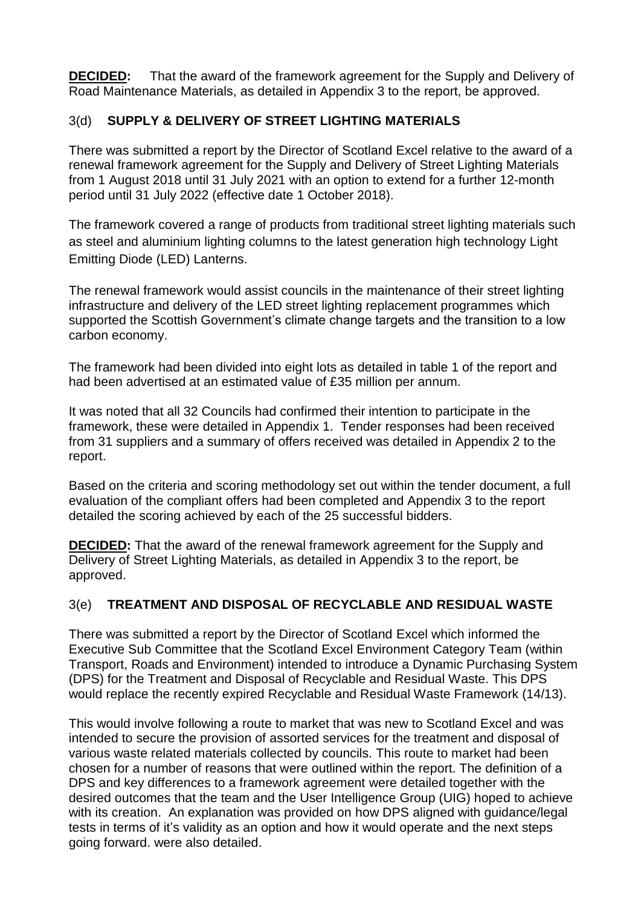**DECIDED:** That the award of the framework agreement for the Supply and Delivery of Road Maintenance Materials, as detailed in Appendix 3 to the report, be approved.

### 3(d) **SUPPLY & DELIVERY OF STREET LIGHTING MATERIALS**

There was submitted a report by the Director of Scotland Excel relative to the award of a renewal framework agreement for the Supply and Delivery of Street Lighting Materials from 1 August 2018 until 31 July 2021 with an option to extend for a further 12-month period until 31 July 2022 (effective date 1 October 2018).

The framework covered a range of products from traditional street lighting materials such as steel and aluminium lighting columns to the latest generation high technology Light Emitting Diode (LED) Lanterns.

The renewal framework would assist councils in the maintenance of their street lighting infrastructure and delivery of the LED street lighting replacement programmes which supported the Scottish Government's climate change targets and the transition to a low carbon economy.

The framework had been divided into eight lots as detailed in table 1 of the report and had been advertised at an estimated value of £35 million per annum.

It was noted that all 32 Councils had confirmed their intention to participate in the framework, these were detailed in Appendix 1. Tender responses had been received from 31 suppliers and a summary of offers received was detailed in Appendix 2 to the report.

Based on the criteria and scoring methodology set out within the tender document, a full evaluation of the compliant offers had been completed and Appendix 3 to the report detailed the scoring achieved by each of the 25 successful bidders.

**DECIDED:** That the award of the renewal framework agreement for the Supply and Delivery of Street Lighting Materials, as detailed in Appendix 3 to the report, be approved.

### 3(e) **TREATMENT AND DISPOSAL OF RECYCLABLE AND RESIDUAL WASTE**

There was submitted a report by the Director of Scotland Excel which informed the Executive Sub Committee that the Scotland Excel Environment Category Team (within Transport, Roads and Environment) intended to introduce a Dynamic Purchasing System (DPS) for the Treatment and Disposal of Recyclable and Residual Waste. This DPS would replace the recently expired Recyclable and Residual Waste Framework (14/13).

This would involve following a route to market that was new to Scotland Excel and was intended to secure the provision of assorted services for the treatment and disposal of various waste related materials collected by councils. This route to market had been chosen for a number of reasons that were outlined within the report. The definition of a DPS and key differences to a framework agreement were detailed together with the desired outcomes that the team and the User Intelligence Group (UIG) hoped to achieve with its creation. An explanation was provided on how DPS aligned with guidance/legal tests in terms of it's validity as an option and how it would operate and the next steps going forward. were also detailed.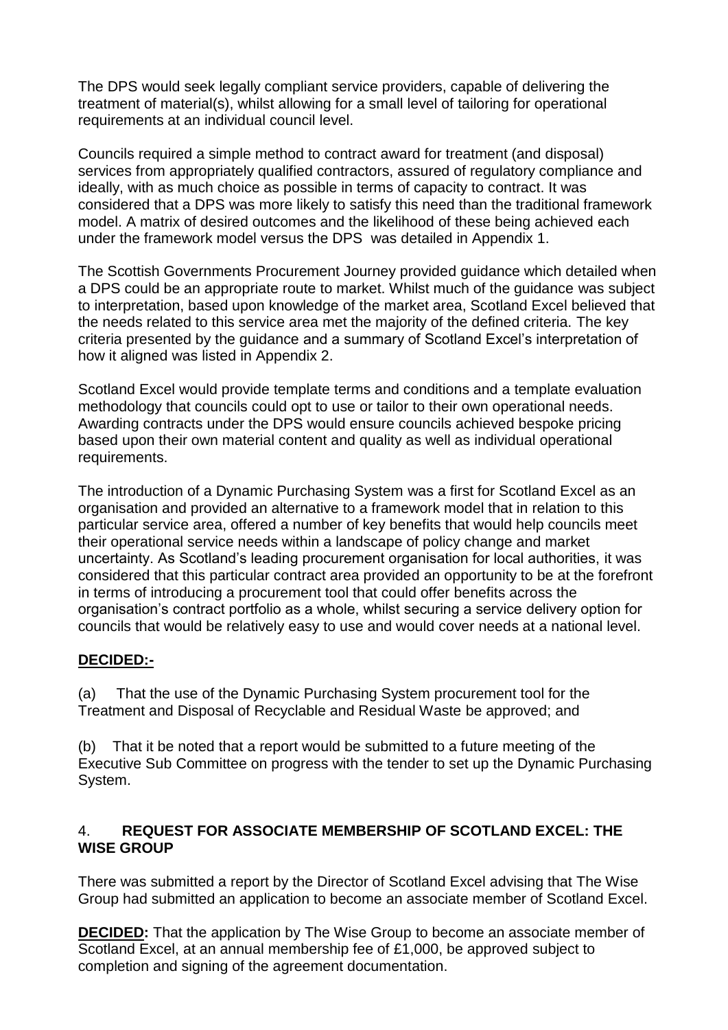The DPS would seek legally compliant service providers, capable of delivering the treatment of material(s), whilst allowing for a small level of tailoring for operational requirements at an individual council level.

Councils required a simple method to contract award for treatment (and disposal) services from appropriately qualified contractors, assured of regulatory compliance and ideally, with as much choice as possible in terms of capacity to contract. It was considered that a DPS was more likely to satisfy this need than the traditional framework model. A matrix of desired outcomes and the likelihood of these being achieved each under the framework model versus the DPS was detailed in Appendix 1.

The Scottish Governments Procurement Journey provided guidance which detailed when a DPS could be an appropriate route to market. Whilst much of the guidance was subject to interpretation, based upon knowledge of the market area, Scotland Excel believed that the needs related to this service area met the majority of the defined criteria. The key criteria presented by the guidance and a summary of Scotland Excel's interpretation of how it aligned was listed in Appendix 2.

Scotland Excel would provide template terms and conditions and a template evaluation methodology that councils could opt to use or tailor to their own operational needs. Awarding contracts under the DPS would ensure councils achieved bespoke pricing based upon their own material content and quality as well as individual operational requirements.

The introduction of a Dynamic Purchasing System was a first for Scotland Excel as an organisation and provided an alternative to a framework model that in relation to this particular service area, offered a number of key benefits that would help councils meet their operational service needs within a landscape of policy change and market uncertainty. As Scotland's leading procurement organisation for local authorities, it was considered that this particular contract area provided an opportunity to be at the forefront in terms of introducing a procurement tool that could offer benefits across the organisation's contract portfolio as a whole, whilst securing a service delivery option for councils that would be relatively easy to use and would cover needs at a national level.

**DECIDED:-**

(a) That the use of the Dynamic Purchasing System procurement tool for the Treatment and Disposal of Recyclable and Residual Waste be approved; and

(b) That it be noted that a report would be submitted to a future meeting of the Executive Sub Committee on progress with the tender to set up the Dynamic Purchasing System.

## 4. REQUEST FOR ASSOCIATE MEMBERSHIP OF SCOTLAND EXCEL: THE WISE GROUP

There was submitted a report by the Director of Scotland Excel advising that The Wise Group had submitted an application to become an associate member of Scotland Excel.

**DECIDED:** That the application by The Wise Group to become an associate member of Scotland Excel, at an annual membership fee of £1,000, be approved subject to completion and signing of the agreement documentation.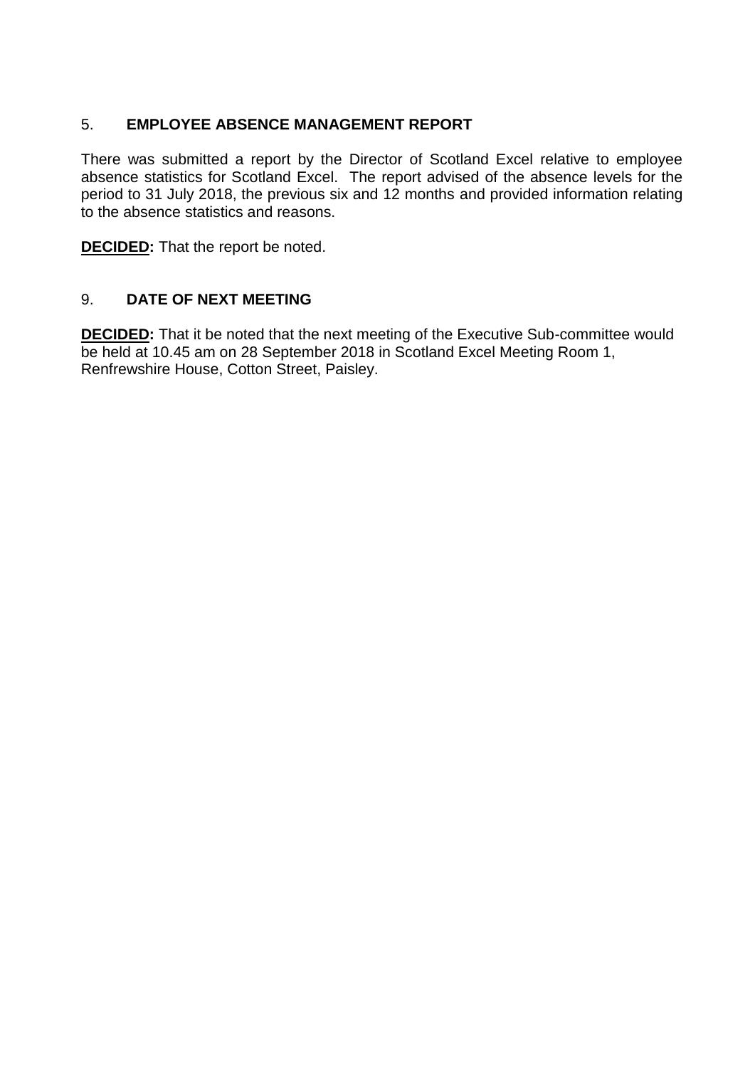## 5. **EMPLOYEE ABSENCE MANAGEMENT REPORT**

There was submitted a report by the Director of Scotland Excel relative to employee absence statistics for Scotland Excel. The report advised of the absence levels for the period to 31 July 2018, the previous six and 12 months and provided information relating to the absence statistics and reasons.

**DECIDED:** That the report be noted.

## 9. **DATE OF NEXT MEETING**

**DECIDED:** That it be noted that the next meeting of the Executive Sub-committee would be held at 10.45 am on 28 September 2018 in Scotland Excel Meeting Room 1, Renfrewshire House, Cotton Street, Paisley.